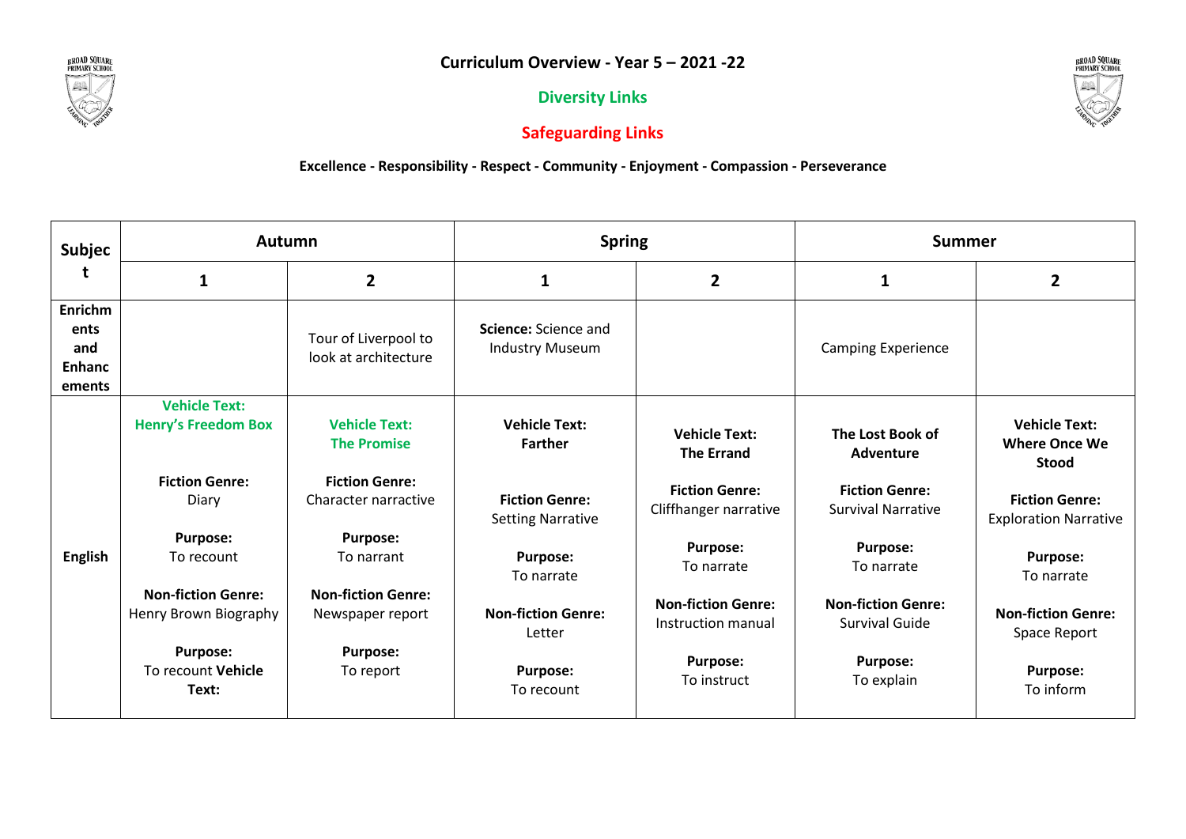# Curriculum Overview - Year 5 – 2021 -22

**Diversity Links**

**Safeguarding Links**

**Excellence - Responsibility - Respect - Community - Enjoyment - Compassion - Perseverance**

| Subject | Autumn | | Spring | | Summer | |
|---|---|---|---|---|---|---|
| | 1 | 2 | 1 | 2 | 1 | 2 |
| **Enrichments and Enhancements** | | Tour of Liverpool to look at architecture | **Science:** Science and Industry Museum | | Camping Experience | |
| **English** | **Vehicle Text: Henry's Freedom Box** <br><br> **Fiction Genre:** Diary <br><br> **Purpose:** To recount <br><br> **Non-fiction Genre:** Henry Brown Biography <br><br> **Purpose:** To recount **Vehicle Text:** | **Vehicle Text: The Promise** <br><br> **Fiction Genre:** Character narractive <br><br> **Purpose:** To narrant <br><br> **Non-fiction Genre:** Newspaper report <br><br> **Purpose:** To report | **Vehicle Text: Farther** <br><br> **Fiction Genre:** Setting Narrative <br><br> **Purpose:** To narrate <br><br> **Non-fiction Genre:** Letter <br><br> **Purpose:** To recount | **Vehicle Text: The Errand** <br><br> **Fiction Genre:** Cliffhanger narrative <br><br> **Purpose:** To narrate <br><br> **Non-fiction Genre:** Instruction manual <br><br> **Purpose:** To instruct | **The Lost Book of Adventure** <br><br> **Fiction Genre:** Survival Narrative <br><br> **Purpose:** To narrate <br><br> **Non-fiction Genre:** Survival Guide <br><br> **Purpose:** To explain | **Vehicle Text: Where Once We Stood** <br><br> **Fiction Genre:** Exploration Narrative <br><br> **Purpose:** To narrate <br><br> **Non-fiction Genre:** Space Report <br><br> **Purpose:** To inform |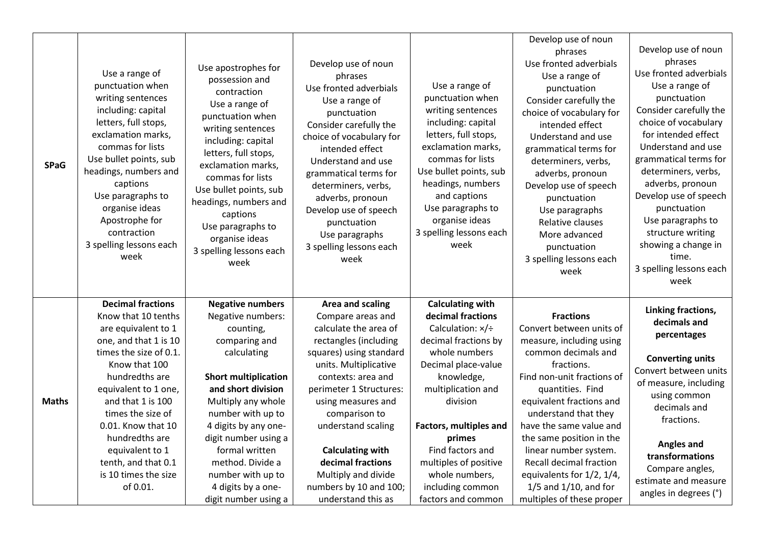| | | | | | | |
|---|---|---|---|---|---|---|
| **SPaG** | Use a range of punctuation when writing sentences including: capital letters, full stops, exclamation marks, commas for lists<br>Use bullet points, sub headings, numbers and captions<br>Use paragraphs to organise ideas<br>Apostrophe for contraction<br>3 spelling lessons each week | Use apostrophes for possession and contraction<br>Use a range of punctuation when writing sentences including: capital letters, full stops, exclamation marks, commas for lists<br>Use bullet points, sub headings, numbers and captions<br>Use paragraphs to organise ideas<br>3 spelling lessons each week | Develop use of noun phrases<br>Use fronted adverbials<br>Use a range of punctuation<br>Consider carefully the choice of vocabulary for intended effect<br>Understand and use grammatical terms for determiners, verbs, adverbs, pronoun<br>Develop use of speech punctuation<br>Use paragraphs<br>3 spelling lessons each week | Use a range of punctuation when writing sentences including: capital letters, full stops, exclamation marks, commas for lists<br>Use bullet points, sub headings, numbers and captions<br>Use paragraphs to organise ideas<br>3 spelling lessons each week | Develop use of noun phrases<br>Use fronted adverbials<br>Use a range of punctuation<br>Consider carefully the choice of vocabulary for intended effect<br>Understand and use grammatical terms for determiners, verbs, adverbs, pronoun<br>Develop use of speech punctuation<br>Use paragraphs<br>Relative clauses<br>More advanced punctuation<br>3 spelling lessons each week | Develop use of noun phrases<br>Use fronted adverbials<br>Use a range of punctuation<br>Consider carefully the choice of vocabulary for intended effect<br>Understand and use grammatical terms for determiners, verbs, adverbs, pronoun<br>Develop use of speech punctuation<br>Use paragraphs to structure writing showing a change in time.<br>3 spelling lessons each week |
| **Maths** | **Decimal fractions**<br>Know that 10 tenths are equivalent to 1 one, and that 1 is 10 times the size of 0.1. Know that 100 hundredths are equivalent to 1 one, and that 1 is 100 times the size of 0.01. Know that 10 hundredths are equivalent to 1 tenth, and that 0.1 is 10 times the size of 0.01. | **Negative numbers**<br>Negative numbers: counting, comparing and calculating<br><br>**Short multiplication and short division**<br>Multiply any whole number with up to 4 digits by any one-digit number using a formal written method. Divide a number with up to 4 digits by a one-digit number using a | **Area and scaling**<br>Compare areas and calculate the area of rectangles (including squares) using standard units. Multiplicative contexts: area and perimeter 1 Structures: using measures and comparison to understand scaling<br><br>**Calculating with decimal fractions**<br>Multiply and divide numbers by 10 and 100; understand this as | **Calculating with decimal fractions**<br>Calculation: ×/÷ decimal fractions by whole numbers<br>Decimal place-value knowledge, multiplication and division<br><br>**Factors, multiples and primes**<br>Find factors and multiples of positive whole numbers, including common factors and common | **Fractions**<br>Convert between units of measure, including using common decimals and fractions.<br>Find non-unit fractions of quantities. Find equivalent fractions and understand that they have the same value and the same position in the linear number system. Recall decimal fraction equivalents for 1/2, 1/4, 1/5 and 1/10, and for multiples of these proper | **Linking fractions, decimals and percentages**<br><br>**Converting units**<br>Convert between units of measure, including using common decimals and fractions.<br><br>**Angles and transformations**<br>Compare angles, estimate and measure angles in degrees (°) |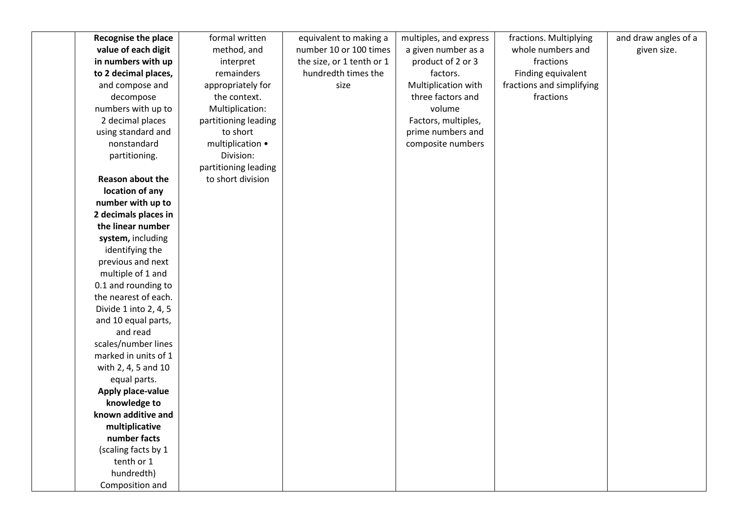| | | | | | | |
|---|---|---|---|---|---|---|
| | **Recognise the place value of each digit in numbers with up to 2 decimal places,** and compose and decompose numbers with up to 2 decimal places using standard and nonstandard partitioning.<br><br>**Reason about the location of any number with up to 2 decimals places in the linear number system,** including identifying the previous and next multiple of 1 and 0.1 and rounding to the nearest of each. Divide 1 into 2, 4, 5 and 10 equal parts, and read scales/number lines marked in units of 1 with 2, 4, 5 and 10 equal parts.<br>**Apply place-value knowledge to known additive and multiplicative number facts** (scaling facts by 1 tenth or 1 hundredth)<br>Composition and | formal written method, and interpret remainders appropriately for the context.<br>Multiplication: partitioning leading to short multiplication •<br>Division: partitioning leading to short division | equivalent to making a number 10 or 100 times the size, or 1 tenth or 1 hundredth times the size | multiples, and express a given number as a product of 2 or 3 factors.<br>Multiplication with three factors and volume<br>Factors, multiples, prime numbers and composite numbers | fractions. Multiplying whole numbers and fractions<br>Finding equivalent fractions and simplifying fractions | and draw angles of a given size. |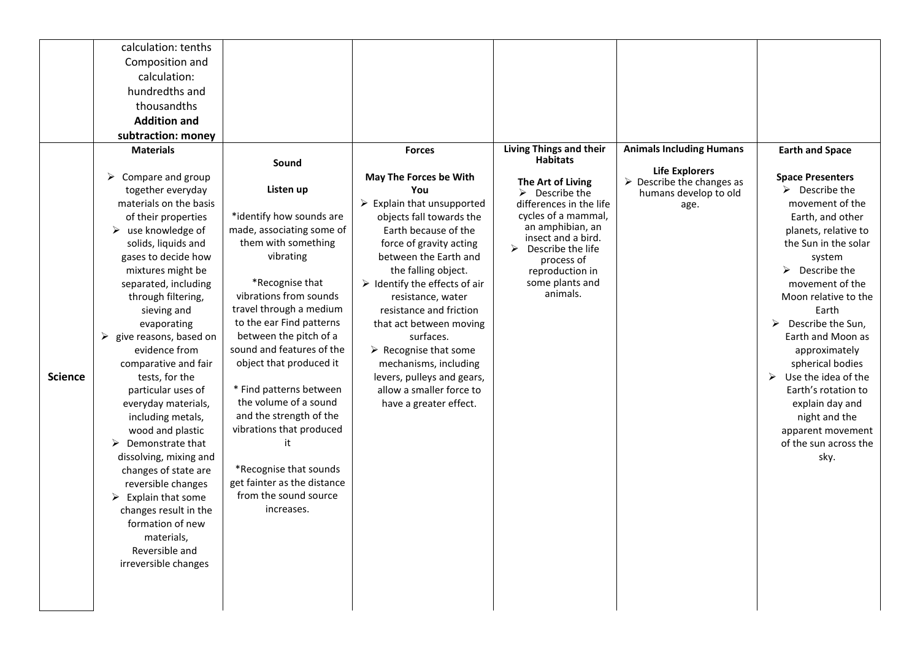| | | | | | | |
|---|---|---|---|---|---|---|
| | calculation: tenths<br>Composition and calculation: hundredths and thousandths<br>**Addition and subtraction: money** | | | | | |
| **Science** | **Materials**<br><br>➢ Compare and group together everyday materials on the basis of their properties<br>➢ use knowledge of solids, liquids and gases to decide how mixtures might be separated, including through filtering, sieving and evaporating<br>➢ give reasons, based on evidence from comparative and fair tests, for the particular uses of everyday materials, including metals, wood and plastic<br>➢ Demonstrate that dissolving, mixing and changes of state are reversible changes<br>➢ Explain that some changes result in the formation of new materials,<br>Reversible and irreversible changes | **Sound**<br><br>**Listen up**<br><br>*identify how sounds are made, associating some of them with something vibrating<br><br>*Recognise that vibrations from sounds travel through a medium to the ear Find patterns between the pitch of a sound and features of the object that produced it<br><br>* Find patterns between the volume of a sound and the strength of the vibrations that produced it<br><br>*Recognise that sounds get fainter as the distance from the sound source increases. | **Forces**<br><br>**May The Forces be With You**<br>➢ Explain that unsupported objects fall towards the Earth because of the force of gravity acting between the Earth and the falling object.<br>➢ Identify the effects of air resistance, water resistance and friction that act between moving surfaces.<br>➢ Recognise that some mechanisms, including levers, pulleys and gears, allow a smaller force to have a greater effect. | **Living Things and their Habitats**<br><br>**The Art of Living**<br>➢ Describe the differences in the life cycles of a mammal, an amphibian, an insect and a bird.<br>➢ Describe the life process of reproduction in some plants and animals. | **Animals Including Humans**<br><br>**Life Explorers**<br>➢ Describe the changes as humans develop to old age. | **Earth and Space**<br><br>**Space Presenters**<br>➢ Describe the movement of the Earth, and other planets, relative to the Sun in the solar system<br>➢ Describe the movement of the Moon relative to the Earth<br>➢ Describe the Sun, Earth and Moon as approximately spherical bodies<br>➢ Use the idea of the Earth's rotation to explain day and night and the apparent movement of the sun across the sky. |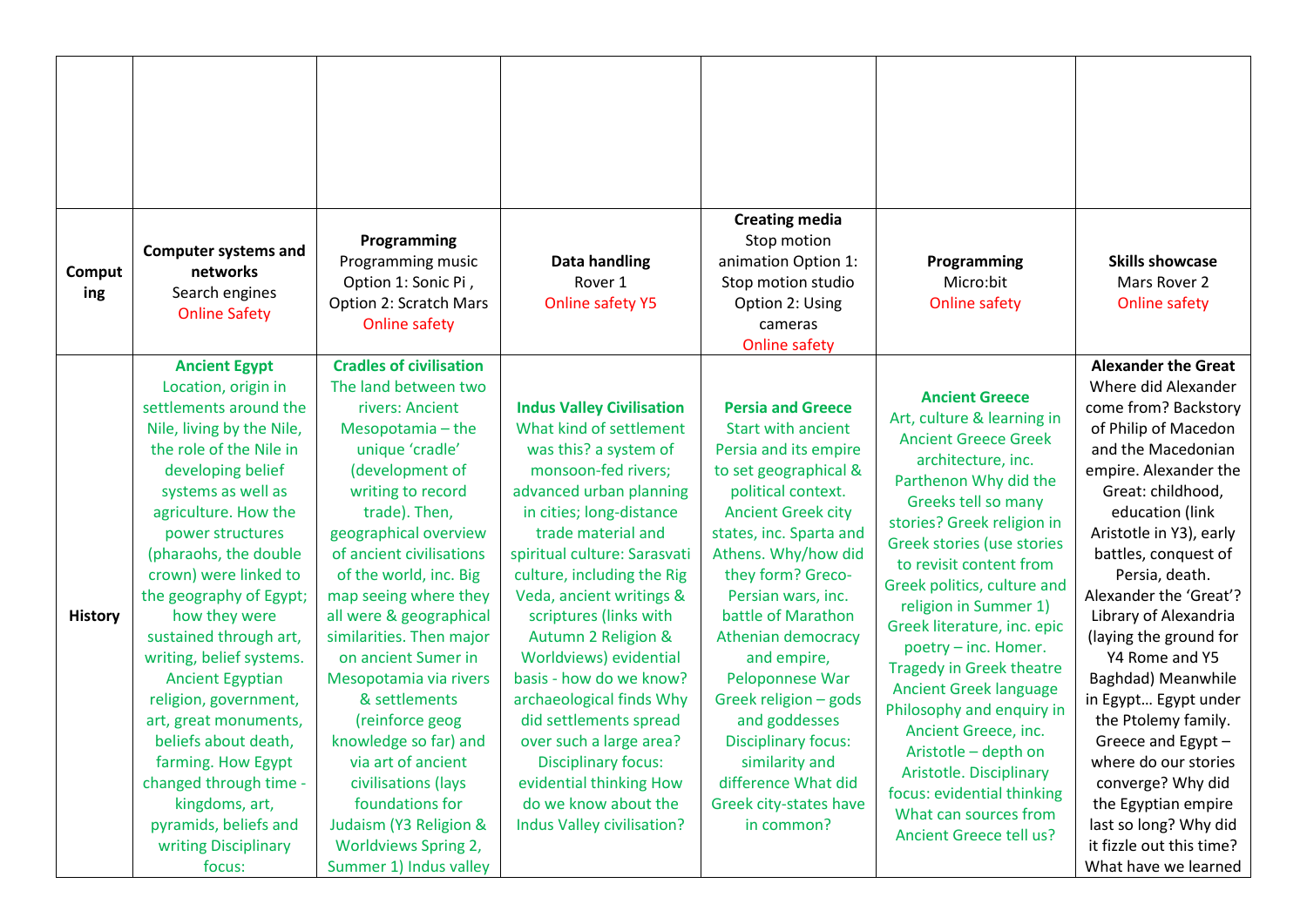| | | | | | | |
|---|---|---|---|---|---|---|
| | | | | | | |
| Computing | **Computer systems and networks** Search engines Online Safety | **Programming** Programming music Option 1: Sonic Pi , Option 2: Scratch Mars Online safety | **Data handling** Rover 1 Online safety Y5 | **Creating media** Stop motion animation Option 1: Stop motion studio Option 2: Using cameras Online safety | **Programming** Micro:bit Online safety | **Skills showcase** Mars Rover 2 Online safety |
| History | **Ancient Egypt** Location, origin in settlements around the Nile, living by the Nile, the role of the Nile in developing belief systems as well as agriculture. How the power structures (pharaohs, the double crown) were linked to the geography of Egypt; how they were sustained through art, writing, belief systems. Ancient Egyptian religion, government, art, great monuments, beliefs about death, farming. How Egypt changed through time - kingdoms, art, pyramids, beliefs and writing Disciplinary focus: | **Cradles of civilisation** The land between two rivers: Ancient Mesopotamia – the unique 'cradle' (development of writing to record trade). Then, geographical overview of ancient civilisations of the world, inc. Big map seeing where they all were & geographical similarities. Then major on ancient Sumer in Mesopotamia via rivers & settlements (reinforce geog knowledge so far) and via art of ancient civilisations (lays foundations for Judaism (Y3 Religion & Worldviews Spring 2, Summer 1) Indus valley | **Indus Valley Civilisation** What kind of settlement was this? a system of monsoon-fed rivers; advanced urban planning in cities; long-distance trade material and spiritual culture: Sarasvati culture, including the Rig Veda, ancient writings & scriptures (links with Autumn 2 Religion & Worldviews) evidential basis - how do we know? archaeological finds Why did settlements spread over such a large area? Disciplinary focus: evidential thinking How do we know about the Indus Valley civilisation? | **Persia and Greece** Start with ancient Persia and its empire to set geographical & political context. Ancient Greek city states, inc. Sparta and Athens. Why/how did they form? Greco-Persian wars, inc. battle of Marathon Athenian democracy and empire, Peloponnese War Greek religion – gods and goddesses Disciplinary focus: similarity and difference What did Greek city-states have in common? | **Ancient Greece** Art, culture & learning in Ancient Greece Greek architecture, inc. Parthenon Why did the Greeks tell so many stories? Greek religion in Greek stories (use stories to revisit content from Greek politics, culture and religion in Summer 1) Greek literature, inc. epic poetry – inc. Homer. Tragedy in Greek theatre Ancient Greek language Philosophy and enquiry in Ancient Greece, inc. Aristotle – depth on Aristotle. Disciplinary focus: evidential thinking What can sources from Ancient Greece tell us? | **Alexander the Great** Where did Alexander come from? Backstory of Philip of Macedon and the Macedonian empire. Alexander the Great: childhood, education (link Aristotle in Y3), early battles, conquest of Persia, death. Alexander the 'Great'? Library of Alexandria (laying the ground for Y4 Rome and Y5 Baghdad) Meanwhile in Egypt… Egypt under the Ptolemy family. Greece and Egypt – where do our stories converge? Why did the Egyptian empire last so long? Why did it fizzle out this time? What have we learned |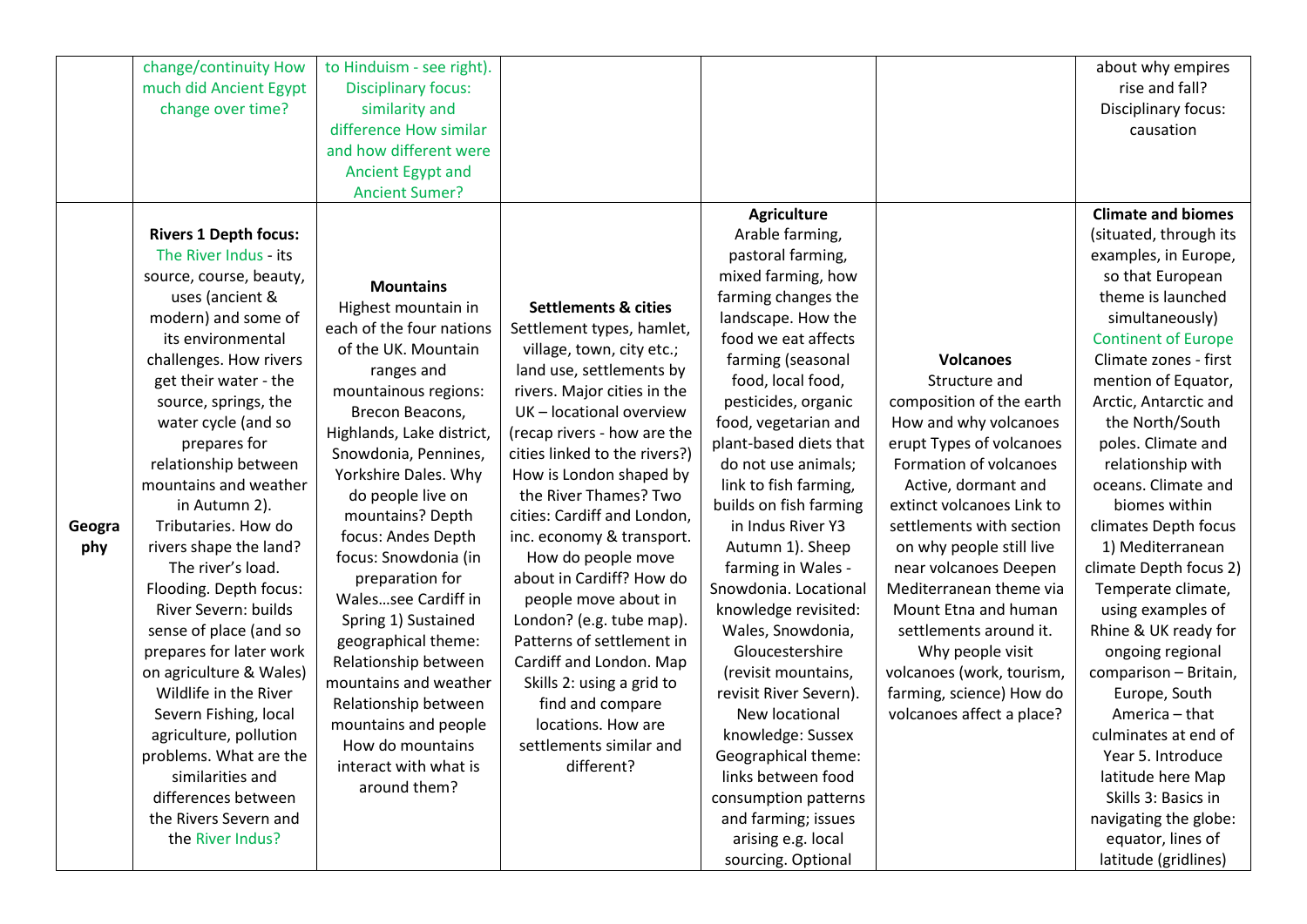| | | | | | | |
|---|---|---|---|---|---|---|
| | change/continuity How much did Ancient Egypt change over time? | to Hinduism - see right). Disciplinary focus: similarity and difference How similar and how different were Ancient Egypt and Ancient Sumer? | | | | about why empires rise and fall? Disciplinary focus: causation |
| Geography | **Rivers 1 Depth focus:** The River Indus - its source, course, beauty, uses (ancient & modern) and some of its environmental challenges. How rivers get their water - the source, springs, the water cycle (and so prepares for relationship between mountains and weather in Autumn 2). Tributaries. How do rivers shape the land? The river's load. Flooding. Depth focus: River Severn: builds sense of place (and so prepares for later work on agriculture & Wales) Wildlife in the River Severn Fishing, local agriculture, pollution problems. What are the similarities and differences between the Rivers Severn and the River Indus? | **Mountains** Highest mountain in each of the four nations of the UK. Mountain ranges and mountainous regions: Brecon Beacons, Highlands, Lake district, Snowdonia, Pennines, Yorkshire Dales. Why do people live on mountains? Depth focus: Andes Depth focus: Snowdonia (in preparation for Wales…see Cardiff in Spring 1) Sustained geographical theme: Relationship between mountains and weather Relationship between mountains and people How do mountains interact with what is around them? | **Settlements & cities** Settlement types, hamlet, village, town, city etc.; land use, settlements by rivers. Major cities in the UK – locational overview (recap rivers - how are the cities linked to the rivers?) How is London shaped by the River Thames? Two cities: Cardiff and London, inc. economy & transport. How do people move about in Cardiff? How do people move about in London? (e.g. tube map). Patterns of settlement in Cardiff and London. Map Skills 2: using a grid to find and compare locations. How are settlements similar and different? | **Agriculture** Arable farming, pastoral farming, mixed farming, how farming changes the landscape. How the food we eat affects farming (seasonal food, local food, pesticides, organic food, vegetarian and plant-based diets that do not use animals; link to fish farming, builds on fish farming in Indus River Y3 Autumn 1). Sheep farming in Wales - Snowdonia. Locational knowledge revisited: Wales, Snowdonia, Gloucestershire (revisit mountains, revisit River Severn). New locational knowledge: Sussex Geographical theme: links between food consumption patterns and farming; issues arising e.g. local sourcing. Optional | **Volcanoes** Structure and composition of the earth How and why volcanoes erupt Types of volcanoes Formation of volcanoes Active, dormant and extinct volcanoes Link to settlements with section on why people still live near volcanoes Deepen Mediterranean theme via Mount Etna and human settlements around it. Why people visit volcanoes (work, tourism, farming, science) How do volcanoes affect a place? | **Climate and biomes** (situated, through its examples, in Europe, so that European theme is launched simultaneously) Continent of Europe Climate zones - first mention of Equator, Arctic, Antarctic and the North/South poles. Climate and relationship with oceans. Climate and biomes within climates Depth focus 1) Mediterranean climate Depth focus 2) Temperate climate, using examples of Rhine & UK ready for ongoing regional comparison – Britain, Europe, South America – that culminates at end of Year 5. Introduce latitude here Map Skills 3: Basics in navigating the globe: equator, lines of latitude (gridlines) |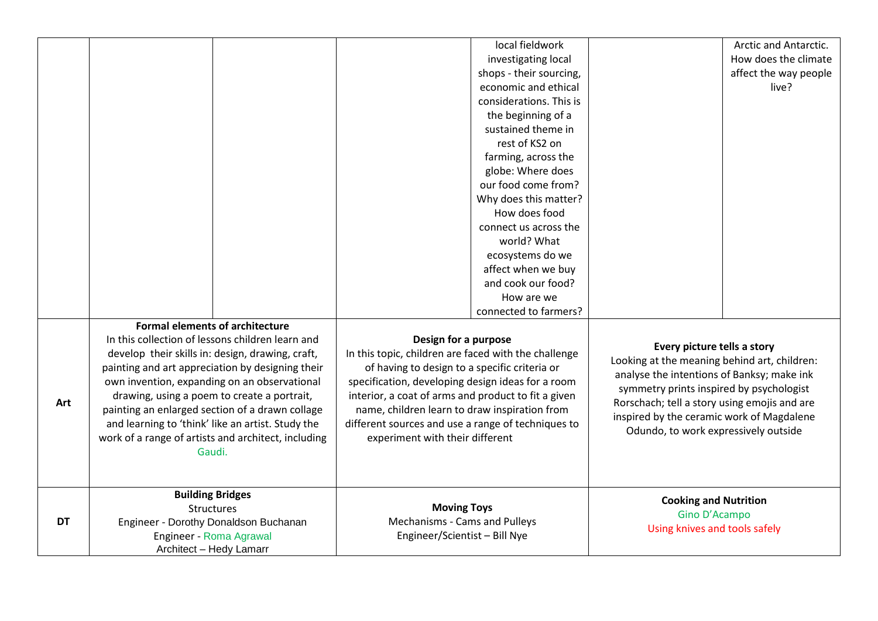| | | | | | | |
|---|---|---|---|---|---|---|
| | | | | local fieldwork investigating local shops - their sourcing, economic and ethical considerations. This is the beginning of a sustained theme in rest of KS2 on farming, across the globe: Where does our food come from? Why does this matter? How does food connect us across the world? What ecosystems do we affect when we buy and cook our food? How are we connected to farmers? | | Arctic and Antarctic. How does the climate affect the way people live? |
| **Art** | **Formal elements of architecture** In this collection of lessons children learn and develop their skills in: design, drawing, craft, painting and art appreciation by designing their own invention, expanding on an observational drawing, using a poem to create a portrait, painting an enlarged section of a drawn collage and learning to 'think' like an artist. Study the work of a range of artists and architect, including Gaudi. | | **Design for a purpose** In this topic, children are faced with the challenge of having to design to a specific criteria or specification, developing design ideas for a room interior, a coat of arms and product to fit a given name, children learn to draw inspiration from different sources and use a range of techniques to experiment with their different | | **Every picture tells a story** Looking at the meaning behind art, children: analyse the intentions of Banksy; make ink symmetry prints inspired by psychologist Rorschach; tell a story using emojis and are inspired by the ceramic work of Magdalene Odundo, to work expressively outside | |
| **DT** | **Building Bridges** Structures Engineer - Dorothy Donaldson Buchanan Engineer - Roma Agrawal Architect – Hedy Lamarr | | **Moving Toys** Mechanisms - Cams and Pulleys Engineer/Scientist – Bill Nye | | **Cooking and Nutrition** Gino D'Acampo Using knives and tools safely | |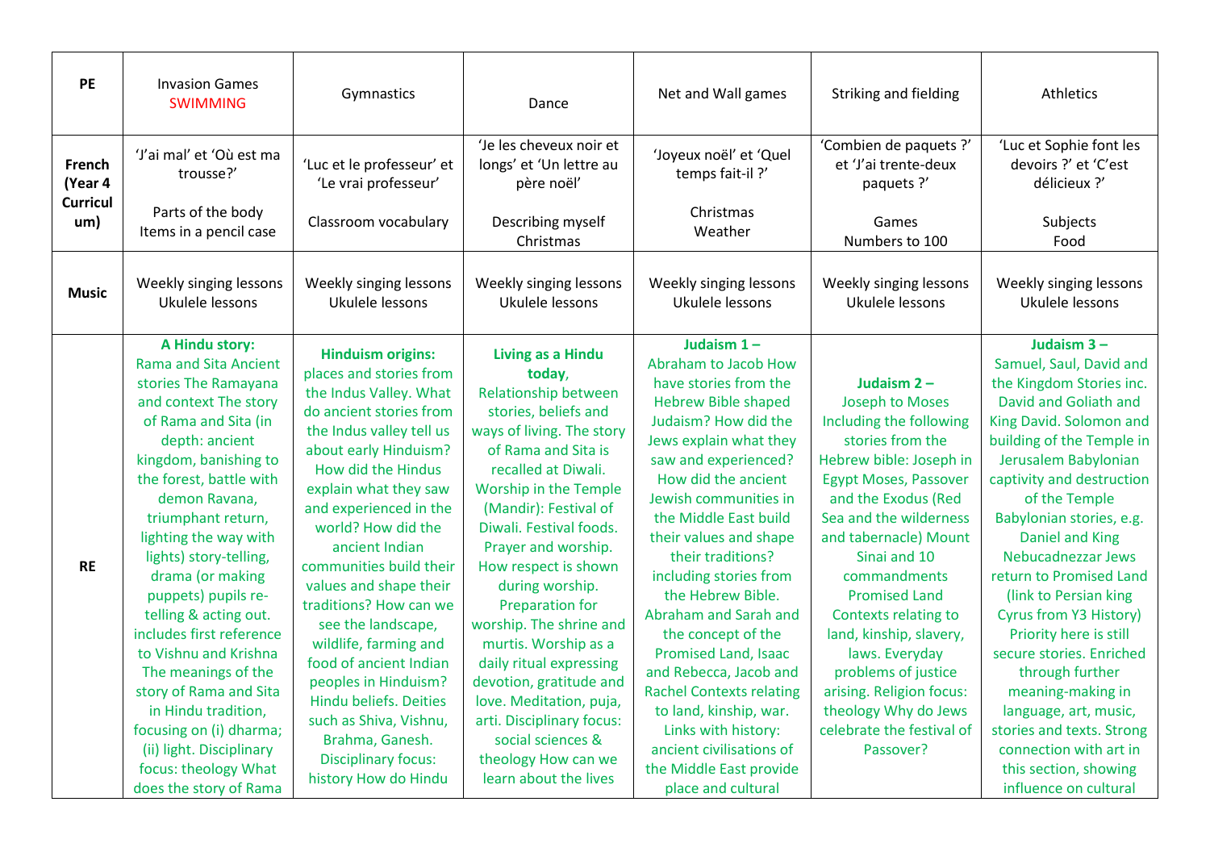| PE | Invasion Games SWIMMING | Gymnastics | Dance | Net and Wall games | Striking and fielding | Athletics |
|---|---|---|---|---|---|---|
| **French (Year 4 Curriculum)** | 'J'ai mal' et 'Où est ma trousse?'<br><br>Parts of the body<br>Items in a pencil case | 'Luc et le professeur' et 'Le vrai professeur'<br><br>Classroom vocabulary | 'Je les cheveux noir et longs' et 'Un lettre au père noël'<br><br>Describing myself<br>Christmas | 'Joyeux noël' et 'Quel temps fait-il ?'<br><br>Christmas<br>Weather | 'Combien de paquets ?' et 'J'ai trente-deux paquets ?'<br><br>Games<br>Numbers to 100 | 'Luc et Sophie font les devoirs ?' et 'C'est délicieux ?'<br><br>Subjects<br>Food |
| **Music** | Weekly singing lessons<br>Ukulele lessons | Weekly singing lessons<br>Ukulele lessons | Weekly singing lessons<br>Ukulele lessons | Weekly singing lessons<br>Ukulele lessons | Weekly singing lessons<br>Ukulele lessons | Weekly singing lessons<br>Ukulele lessons |
| **RE** | **A Hindu story:** Rama and Sita Ancient stories The Ramayana and context The story of Rama and Sita (in depth: ancient kingdom, banishing to the forest, battle with demon Ravana, triumphant return, lighting the way with lights) story-telling, drama (or making puppets) pupils re-telling & acting out. includes first reference to Vishnu and Krishna The meanings of the story of Rama and Sita in Hindu tradition, focusing on (i) dharma; (ii) light. Disciplinary focus: theology What does the story of Rama | **Hinduism origins:** places and stories from the Indus Valley. What do ancient stories from the Indus valley tell us about early Hinduism? How did the Hindus explain what they saw and experienced in the world? How did the ancient Indian communities build their values and shape their traditions? How can we see the landscape, wildlife, farming and food of ancient Indian peoples in Hinduism? Hindu beliefs. Deities such as Shiva, Vishnu, Brahma, Ganesh. Disciplinary focus: history How do Hindu | **Living as a Hindu today**, Relationship between stories, beliefs and ways of living. The story of Rama and Sita is recalled at Diwali. Worship in the Temple (Mandir): Festival of Diwali. Festival foods. Prayer and worship. How respect is shown during worship. Preparation for worship. The shrine and murtis. Worship as a daily ritual expressing devotion, gratitude and love. Meditation, puja, arti. Disciplinary focus: social sciences & theology How can we learn about the lives | **Judaism 1 –** Abraham to Jacob How have stories from the Hebrew Bible shaped Judaism? How did the Jews explain what they saw and experienced? How did the ancient Jewish communities in the Middle East build their values and shape their traditions? including stories from the Hebrew Bible. Abraham and Sarah and the concept of the Promised Land, Isaac and Rebecca, Jacob and Rachel Contexts relating to land, kinship, war. Links with history: ancient civilisations of the Middle East provide place and cultural | **Judaism 2 –** Joseph to Moses Including the following stories from the Hebrew bible: Joseph in Egypt Moses, Passover and the Exodus (Red Sea and the wilderness and tabernacle) Mount Sinai and 10 commandments Promised Land Contexts relating to land, kinship, slavery, laws. Everyday problems of justice arising. Religion focus: theology Why do Jews celebrate the festival of Passover? | **Judaism 3 –** Samuel, Saul, David and the Kingdom Stories inc. David and Goliath and King David. Solomon and building of the Temple in Jerusalem Babylonian captivity and destruction of the Temple Babylonian stories, e.g. Daniel and King Nebucadnezzar Jews return to Promised Land (link to Persian king Cyrus from Y3 History) Priority here is still secure stories. Enriched through further meaning-making in language, art, music, stories and texts. Strong connection with art in this section, showing influence on cultural |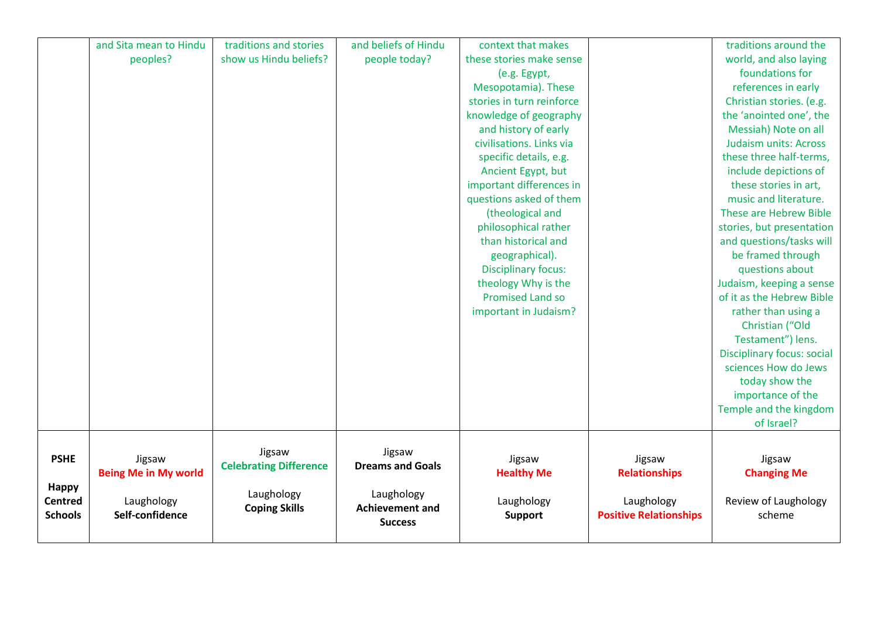| | | | | | | |
|---|---|---|---|---|---|---|
| | and Sita mean to Hindu peoples? | traditions and stories show us Hindu beliefs? | and beliefs of Hindu people today? | context that makes these stories make sense (e.g. Egypt, Mesopotamia). These stories in turn reinforce knowledge of geography and history of early civilisations. Links via specific details, e.g. Ancient Egypt, but important differences in questions asked of them (theological and philosophical rather than historical and geographical). Disciplinary focus: theology Why is the Promised Land so important in Judaism? | | traditions around the world, and also laying foundations for references in early Christian stories. (e.g. the 'anointed one', the Messiah) Note on all Judaism units: Across these three half-terms, include depictions of these stories in art, music and literature. These are Hebrew Bible stories, but presentation and questions/tasks will be framed through questions about Judaism, keeping a sense of it as the Hebrew Bible rather than using a Christian ("Old Testament") lens. Disciplinary focus: social sciences How do Jews today show the importance of the Temple and the kingdom of Israel? |
| **PSHE** **Happy Centred Schools** | Jigsaw **Being Me in My world** Laughology **Self-confidence** | Jigsaw **Celebrating Difference** Laughology **Coping Skills** | Jigsaw **Dreams and Goals** Laughology **Achievement and Success** | Jigsaw **Healthy Me** Laughology **Support** | Jigsaw **Relationships** Laughology **Positive Relationships** | Jigsaw **Changing Me** Review of Laughology scheme |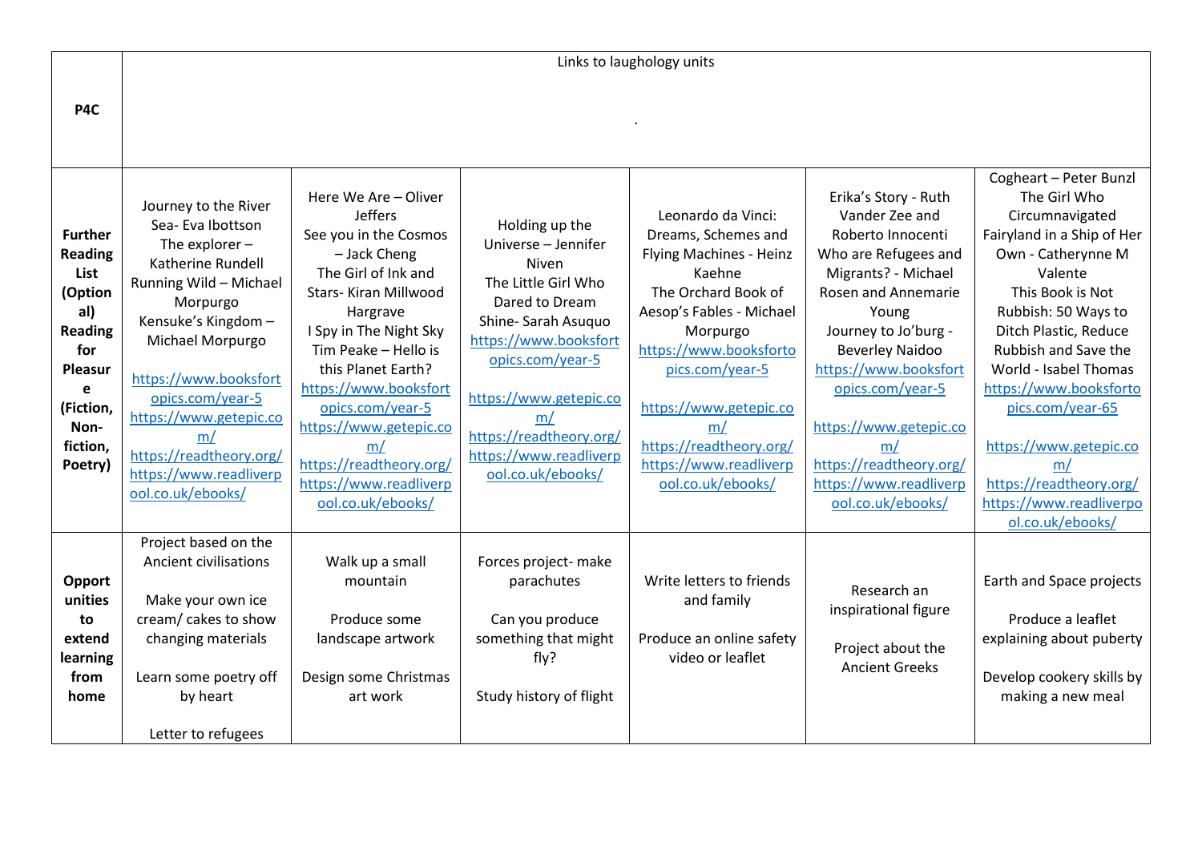| | | | | | | |
|---|---|---|---|---|---|---|
| **P4C** | Links to laughology units<br><br>. | | | | | |
| **Further Reading List (Optional) Reading for Pleasure (Fiction, Non-fiction, Poetry)** | Journey to the River Sea- Eva Ibottson<br>The explorer – Katherine Rundell<br>Running Wild – Michael Morpurgo<br>Kensuke's Kingdom – Michael Morpurgo<br><br>https://www.booksfortopics.com/year-5<br>https://www.getepic.com/<br>https://readtheory.org/<br>https://www.readliverpool.co.uk/ebooks/ | Here We Are – Oliver Jeffers<br>See you in the Cosmos – Jack Cheng<br>The Girl of Ink and Stars- Kiran Millwood Hargrave<br>I Spy in The Night Sky<br>Tim Peake – Hello is this Planet Earth?<br>https://www.booksfortopics.com/year-5<br>https://www.getepic.com/<br>https://readtheory.org/<br>https://www.readliverpool.co.uk/ebooks/ | Holding up the Universe – Jennifer Niven<br>The Little Girl Who Dared to Dream<br>Shine- Sarah Asuquo<br>https://www.booksfortopics.com/year-5<br><br>https://www.getepic.com/<br>https://readtheory.org/<br>https://www.readliverpool.co.uk/ebooks/ | Leonardo da Vinci: Dreams, Schemes and Flying Machines - Heinz Kaehne<br>The Orchard Book of Aesop's Fables - Michael Morpurgo<br>https://www.booksfortopics.com/year-5<br><br>https://www.getepic.com/<br>https://readtheory.org/<br>https://www.readliverpool.co.uk/ebooks/ | Erika's Story - Ruth Vander Zee and Roberto Innocenti<br>Who are Refugees and Migrants? - Michael Rosen and Annemarie Young<br>Journey to Jo'burg - Beverley Naidoo<br>https://www.booksfortopics.com/year-5<br><br>https://www.getepic.com/<br>https://readtheory.org/<br>https://www.readliverpool.co.uk/ebooks/ | Cogheart – Peter Bunzl<br>The Girl Who Circumnavigated Fairyland in a Ship of Her Own - Catherynne M Valente<br>This Book is Not Rubbish: 50 Ways to Ditch Plastic, Reduce Rubbish and Save the World - Isabel Thomas<br>https://www.booksfortopics.com/year-65<br><br>https://www.getepic.com/<br>https://readtheory.org/<br>https://www.readliverpool.co.uk/ebooks/ |
| **Opportunities to extend learning from home** | Project based on the Ancient civilisations<br><br>Make your own ice cream/ cakes to show changing materials<br><br>Learn some poetry off by heart<br><br>Letter to refugees | Walk up a small mountain<br><br>Produce some landscape artwork<br><br>Design some Christmas art work | Forces project- make parachutes<br><br>Can you produce something that might fly?<br><br>Study history of flight | Write letters to friends and family<br><br>Produce an online safety video or leaflet | Research an inspirational figure<br><br>Project about the Ancient Greeks | Earth and Space projects<br><br>Produce a leaflet explaining about puberty<br><br>Develop cookery skills by making a new meal |